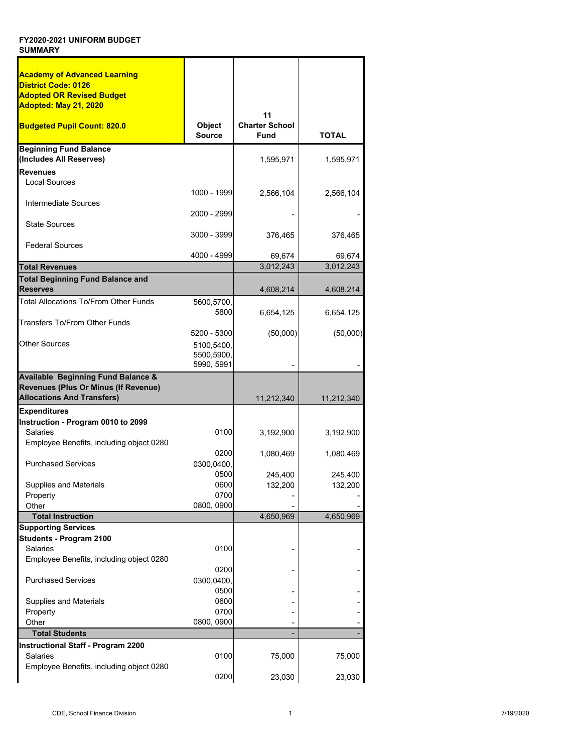**FY2020-2021 UNIFORM BUDGET SUMMARY**

| Academy of Advanced Learning<br>District Code: 0126<br>Adopted OR Revised Budget<br>Adopted: May 21, 2020<br><br>Budgeted Pupil Count: 820.0 | Object Source | 11<br>Charter School Fund | TOTAL |
|---|---|---|---|
| **Beginning Fund Balance (Includes All Reserves)** | | 1,595,971 | 1,595,971 |
| **Revenues** | | | |
| Local Sources | 1000 - 1999 | 2,566,104 | 2,566,104 |
| Intermediate Sources | 2000 - 2999 | - | - |
| State Sources | 3000 - 3999 | 376,465 | 376,465 |
| Federal Sources | 4000 - 4999 | 69,674 | 69,674 |
| **Total Revenues** | | 3,012,243 | 3,012,243 |
| **Total Beginning Fund Balance and Reserves** | | 4,608,214 | 4,608,214 |
| Total Allocations To/From Other Funds | 5600,5700, 5800 | 6,654,125 | 6,654,125 |
| Transfers To/From Other Funds | 5200 - 5300 | (50,000) | (50,000) |
| Other Sources | 5100,5400, 5500,5900, 5990, 5991 | - | - |
| **Available Beginning Fund Balance & Revenues (Plus Or Minus (If Revenue) Allocations And Transfers)** | | 11,212,340 | 11,212,340 |
| **Expenditures** | | | |
| **Instruction - Program 0010 to 2099** | | | |
| Salaries | 0100 | 3,192,900 | 3,192,900 |
| Employee Benefits, including object 0280 | 0200 | 1,080,469 | 1,080,469 |
| Purchased Services | 0300,0400, 0500 | 245,400 | 245,400 |
| Supplies and Materials | 0600 | 132,200 | 132,200 |
| Property | 0700 | - | - |
| Other | 0800, 0900 | - | - |
| **Total Instruction** | | 4,650,969 | 4,650,969 |
| **Supporting Services** | | | |
| **Students - Program 2100** | | | |
| Salaries | 0100 | - | - |
| Employee Benefits, including object 0280 | 0200 | - | - |
| Purchased Services | 0300,0400, 0500 | - | - |
| Supplies and Materials | 0600 | - | - |
| Property | 0700 | - | - |
| Other | 0800, 0900 | - | - |
| **Total Students** | | - | - |
| **Instructional Staff - Program 2200** | | | |
| Salaries | 0100 | 75,000 | 75,000 |
| Employee Benefits, including object 0280 | 0200 | 23,030 | 23,030 |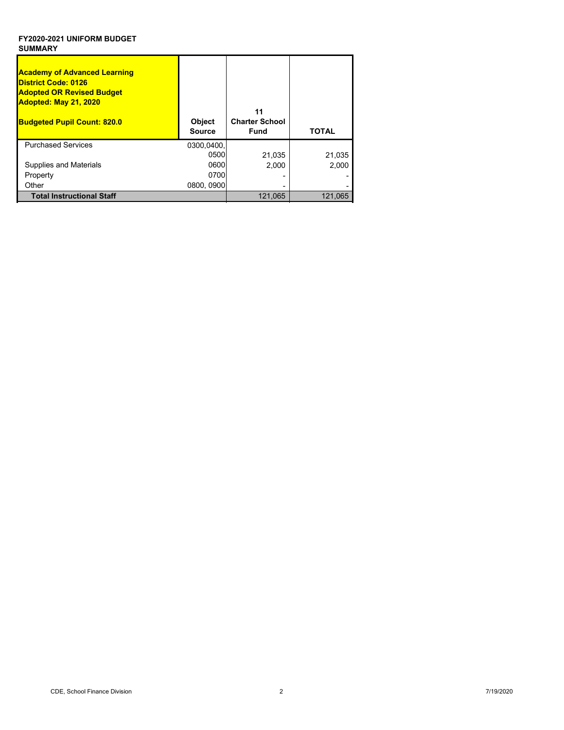**FY2020-2021 UNIFORM BUDGET SUMMARY**

| **Academy of Advanced Learning**<br>**District Code: 0126**<br>**Adopted OR Revised Budget**<br>**Adopted: May 21, 2020**<br>**Budgeted Pupil Count: 820.0** | **Object Source** | **11 Charter School Fund** | **TOTAL** |
|---|---|---|---|
| Purchased Services | 0300,0400, 0500 | 21,035 | 21,035 |
| Supplies and Materials | 0600 | 2,000 | 2,000 |
| Property | 0700 | - | - |
| Other | 0800, 0900 | - | - |
| **Total Instructional Staff** | | 121,065 | 121,065 |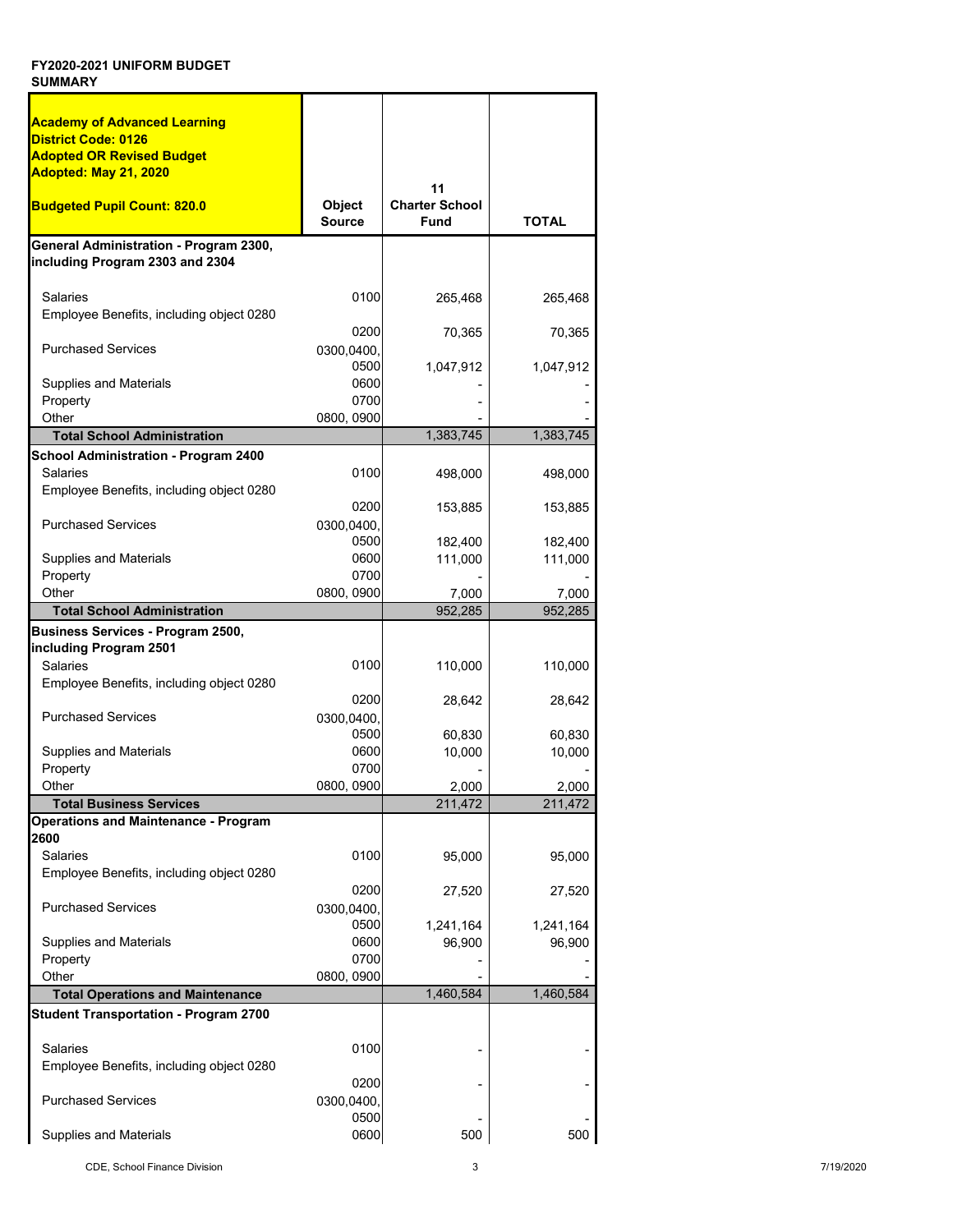**FY2020-2021 UNIFORM BUDGET SUMMARY**

| **Academy of Advanced Learning**<br>**District Code: 0126**<br>**Adopted OR Revised Budget**<br>**Adopted: May 21, 2020**<br><br>**Budgeted Pupil Count: 820.0** | **Object Source** | **11**<br>**Charter School Fund** | **TOTAL** |
|---|---|---|---|
| **General Administration - Program 2300, including Program 2303 and 2304** | | | |
| Salaries | 0100 | 265,468 | 265,468 |
| Employee Benefits, including object 0280 | 0200 | 70,365 | 70,365 |
| Purchased Services | 0300,0400, 0500 | 1,047,912 | 1,047,912 |
| Supplies and Materials | 0600 | - | - |
| Property | 0700 | - | - |
| Other | 0800, 0900 | - | - |
| **Total School Administration** | | 1,383,745 | 1,383,745 |
| **School Administration - Program 2400** | | | |
| Salaries | 0100 | 498,000 | 498,000 |
| Employee Benefits, including object 0280 | 0200 | 153,885 | 153,885 |
| Purchased Services | 0300,0400, 0500 | 182,400 | 182,400 |
| Supplies and Materials | 0600 | 111,000 | 111,000 |
| Property | 0700 | - | - |
| Other | 0800, 0900 | 7,000 | 7,000 |
| **Total School Administration** | | 952,285 | 952,285 |
| **Business Services - Program 2500, including Program 2501** | | | |
| Salaries | 0100 | 110,000 | 110,000 |
| Employee Benefits, including object 0280 | 0200 | 28,642 | 28,642 |
| Purchased Services | 0300,0400, 0500 | 60,830 | 60,830 |
| Supplies and Materials | 0600 | 10,000 | 10,000 |
| Property | 0700 | - | - |
| Other | 0800, 0900 | 2,000 | 2,000 |
| **Total Business Services** | | 211,472 | 211,472 |
| **Operations and Maintenance - Program 2600** | | | |
| Salaries | 0100 | 95,000 | 95,000 |
| Employee Benefits, including object 0280 | 0200 | 27,520 | 27,520 |
| Purchased Services | 0300,0400, 0500 | 1,241,164 | 1,241,164 |
| Supplies and Materials | 0600 | 96,900 | 96,900 |
| Property | 0700 | - | - |
| Other | 0800, 0900 | - | - |
| **Total Operations and Maintenance** | | 1,460,584 | 1,460,584 |
| **Student Transportation - Program 2700** | | | |
| Salaries | 0100 | - | - |
| Employee Benefits, including object 0280 | 0200 | - | - |
| Purchased Services | 0300,0400, 0500 | - | - |
| Supplies and Materials | 0600 | 500 | 500 |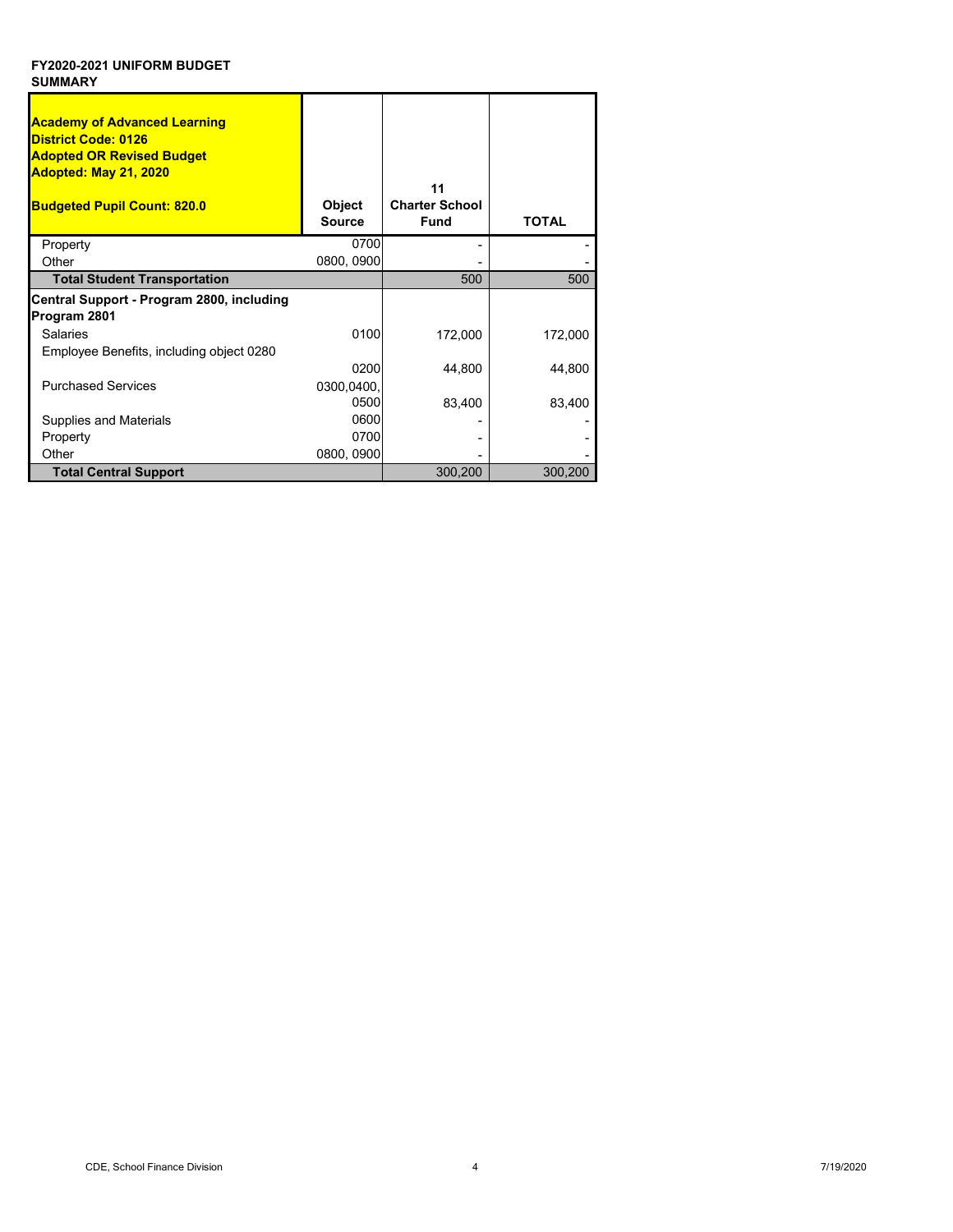**FY2020-2021 UNIFORM BUDGET SUMMARY**

| **Academy of Advanced Learning**<br>**District Code: 0126**<br>**Adopted OR Revised Budget**<br>**Adopted: May 21, 2020**<br><br>**Budgeted Pupil Count: 820.0** | **Object Source** | **11 Charter School Fund** | **TOTAL** |
|---|---|---|---|
| Property | 0700 | - | - |
| Other | 0800, 0900 | - | - |
| **Total Student Transportation** | | 500 | 500 |
| **Central Support - Program 2800, including Program 2801** | | | |
| Salaries | 0100 | 172,000 | 172,000 |
| Employee Benefits, including object 0280 | 0200 | 44,800 | 44,800 |
| Purchased Services | 0300,0400, 0500 | 83,400 | 83,400 |
| Supplies and Materials | 0600 | - | - |
| Property | 0700 | - | - |
| Other | 0800, 0900 | - | - |
| **Total Central Support** | | 300,200 | 300,200 |

CDE, School Finance Division

7/19/2020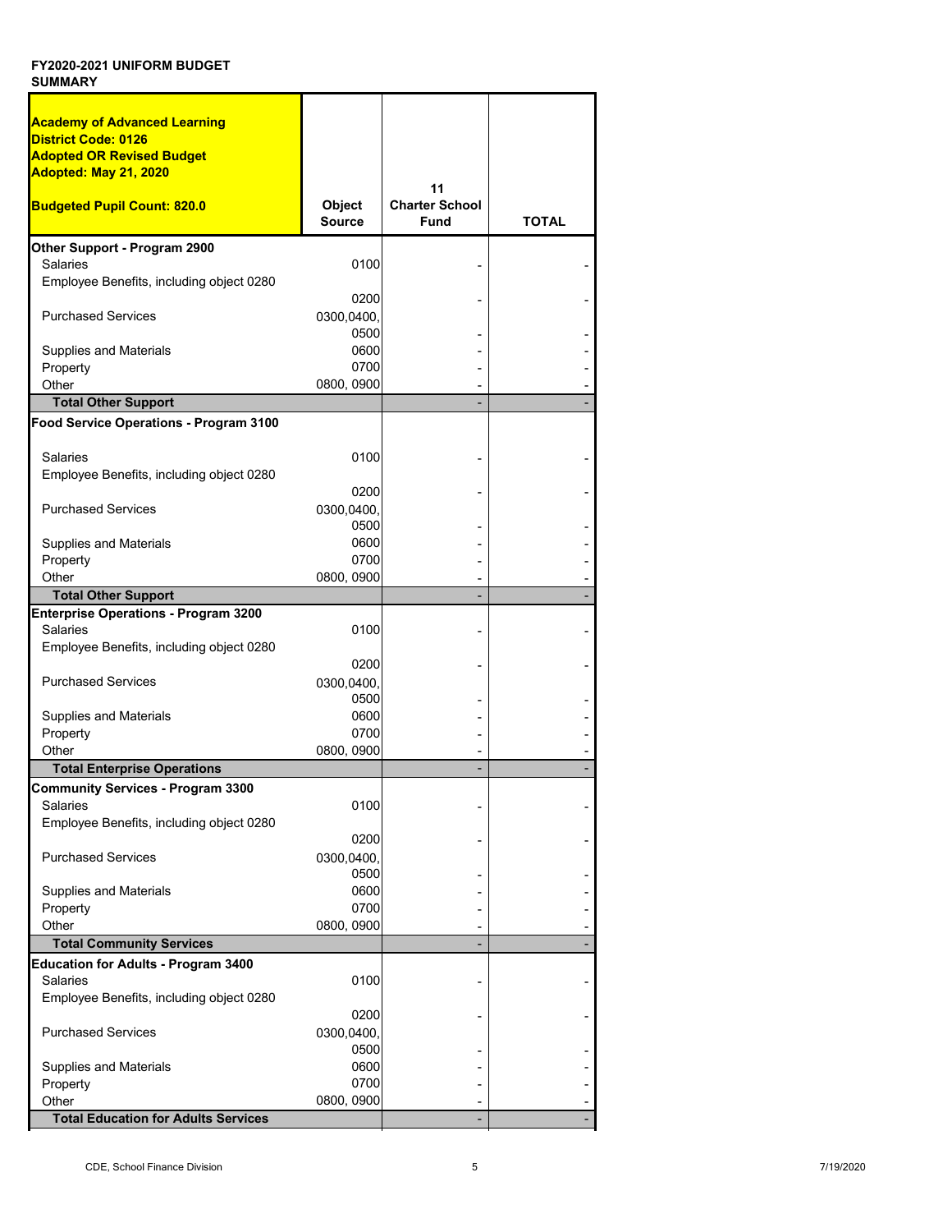**FY2020-2021 UNIFORM BUDGET SUMMARY**

| Academy of Advanced Learning<br>District Code: 0126<br>Adopted OR Revised Budget<br>Adopted: May 21, 2020<br><br>Budgeted Pupil Count: 820.0 | Object Source | 11<br>Charter School Fund | TOTAL |
|---|---|---|---|
| **Other Support - Program 2900** | | | |
| Salaries | 0100 | - | - |
| Employee Benefits, including object 0280 | 0200 | - | - |
| Purchased Services | 0300,0400, 0500 | - | - |
| Supplies and Materials | 0600 | - | - |
| Property | 0700 | - | - |
| Other | 0800, 0900 | - | - |
| **Total Other Support** | | - | - |
| **Food Service Operations - Program 3100** | | | |
| Salaries | 0100 | - | - |
| Employee Benefits, including object 0280 | 0200 | - | - |
| Purchased Services | 0300,0400, 0500 | - | - |
| Supplies and Materials | 0600 | - | - |
| Property | 0700 | - | - |
| Other | 0800, 0900 | - | - |
| **Total Other Support** | | - | - |
| **Enterprise Operations - Program 3200** | | | |
| Salaries | 0100 | - | - |
| Employee Benefits, including object 0280 | 0200 | - | - |
| Purchased Services | 0300,0400, 0500 | - | - |
| Supplies and Materials | 0600 | - | - |
| Property | 0700 | - | - |
| Other | 0800, 0900 | - | - |
| **Total Enterprise Operations** | | - | - |
| **Community Services - Program 3300** | | | |
| Salaries | 0100 | - | - |
| Employee Benefits, including object 0280 | 0200 | - | - |
| Purchased Services | 0300,0400, 0500 | - | - |
| Supplies and Materials | 0600 | - | - |
| Property | 0700 | - | - |
| Other | 0800, 0900 | - | - |
| **Total Community Services** | | - | - |
| **Education for Adults - Program 3400** | | | |
| Salaries | 0100 | - | - |
| Employee Benefits, including object 0280 | 0200 | - | - |
| Purchased Services | 0300,0400, 0500 | - | - |
| Supplies and Materials | 0600 | - | - |
| Property | 0700 | - | - |
| Other | 0800, 0900 | - | - |
| **Total Education for Adults Services** | | - | - |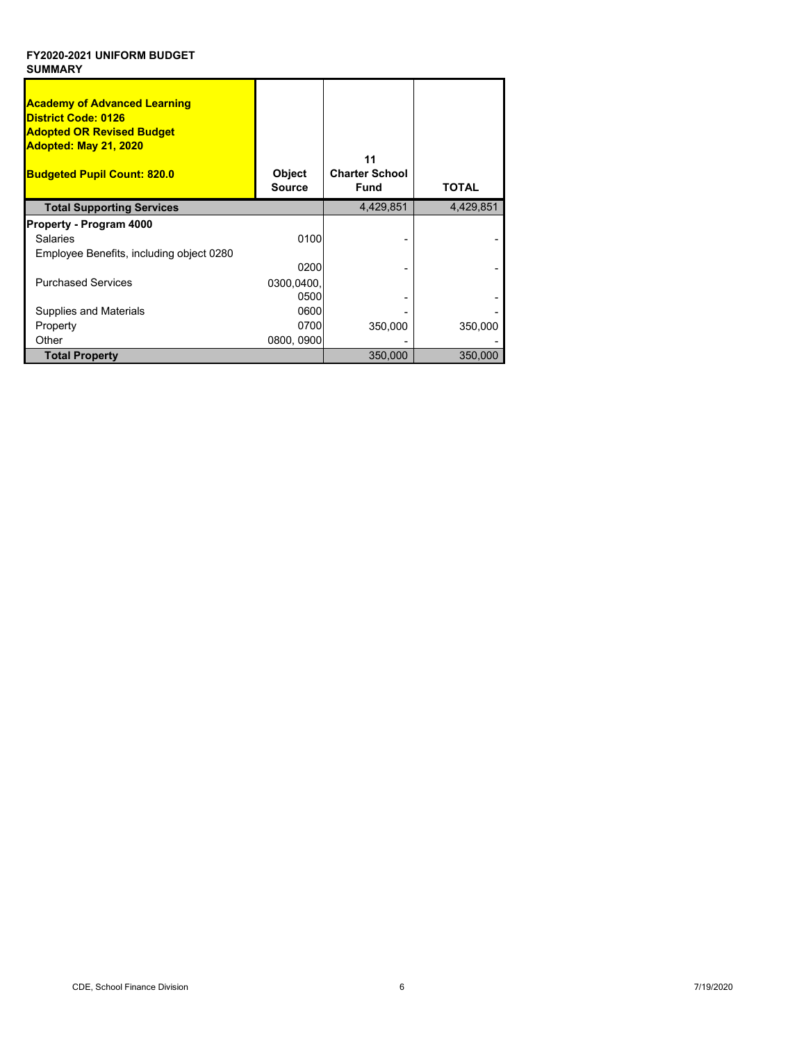**FY2020-2021 UNIFORM BUDGET SUMMARY**

| Academy of Advanced Learning<br>District Code: 0126<br>Adopted OR Revised Budget<br>Adopted: May 21, 2020<br><br>Budgeted Pupil Count: 820.0 | Object Source | 11<br>Charter School Fund | TOTAL |
|---|---|---|---|
| **Total Supporting Services** | | 4,429,851 | 4,429,851 |
| **Property - Program 4000** | | | |
| Salaries | 0100 | - | - |
| Employee Benefits, including object 0280 | 0200 | - | - |
| Purchased Services | 0300,0400, 0500 | - | - |
| Supplies and Materials | 0600 | - | - |
| Property | 0700 | 350,000 | 350,000 |
| Other | 0800, 0900 | - | - |
| **Total Property** | | 350,000 | 350,000 |

CDE, School Finance Division 7/19/2020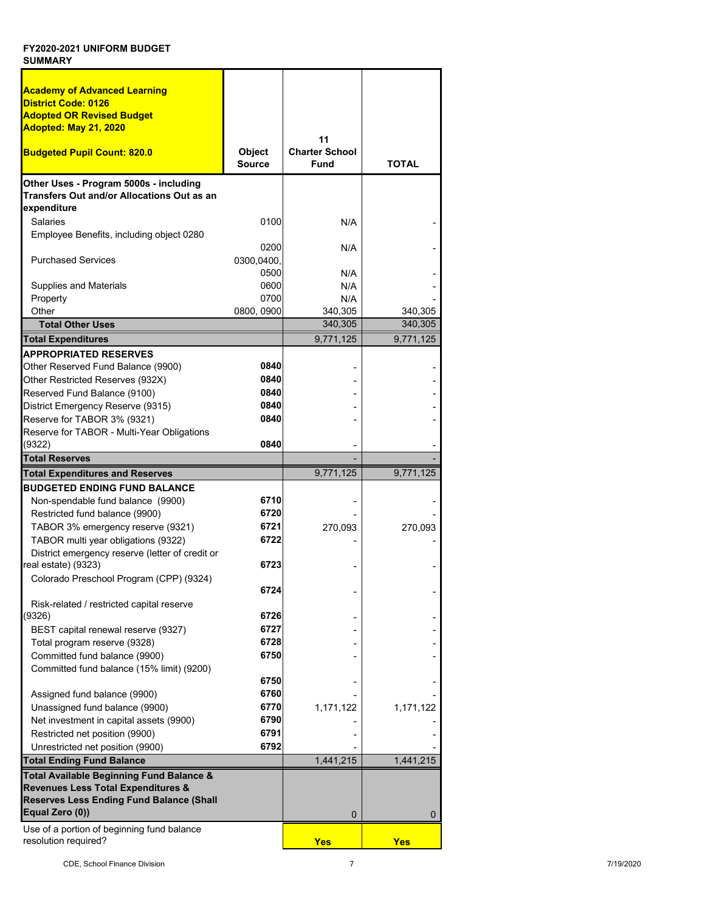**FY2020-2021 UNIFORM BUDGET SUMMARY**

| **Academy of Advanced Learning**<br>**District Code: 0126**<br>**Adopted OR Revised Budget**<br>**Adopted: May 21, 2020**<br>**Budgeted Pupil Count: 820.0** | **Object Source** | **11 Charter School Fund** | **TOTAL** |
|---|---|---|---|
| **Other Uses - Program 5000s - including Transfers Out and/or Allocations Out as an expenditure** | | | |
| Salaries | 0100 | N/A | - |
| Employee Benefits, including object 0280 | 0200 | N/A | - |
| Purchased Services | 0300,0400, 0500 | N/A | - |
| Supplies and Materials | 0600 | N/A | - |
| Property | 0700 | N/A | - |
| Other | 0800, 0900 | 340,305 | 340,305 |
| **Total Other Uses** | | 340,305 | 340,305 |
| **Total Expenditures** | | 9,771,125 | 9,771,125 |
| **APPROPRIATED RESERVES** | | | |
| Other Reserved Fund Balance (9900) | **0840** | - | - |
| Other Restricted Reserves (932X) | **0840** | - | - |
| Reserved Fund Balance (9100) | **0840** | - | - |
| District Emergency Reserve (9315) | **0840** | - | - |
| Reserve for TABOR 3% (9321) | **0840** | - | - |
| Reserve for TABOR - Multi-Year Obligations (9322) | **0840** | - | - |
| **Total Reserves** | | - | - |
| **Total Expenditures and Reserves** | | 9,771,125 | 9,771,125 |
| **BUDGETED ENDING FUND BALANCE** | | | |
| Non-spendable fund balance (9900) | **6710** | - | - |
| Restricted fund balance (9900) | **6720** | - | - |
| TABOR 3% emergency reserve (9321) | **6721** | 270,093 | 270,093 |
| TABOR multi year obligations (9322) | **6722** | - | - |
| District emergency reserve (letter of credit or real estate) (9323) | **6723** | - | - |
| Colorado Preschool Program (CPP) (9324) | **6724** | - | - |
| Risk-related / restricted capital reserve (9326) | **6726** | - | - |
| BEST capital renewal reserve (9327) | **6727** | - | - |
| Total program reserve (9328) | **6728** | - | - |
| Committed fund balance (9900) | **6750** | - | - |
| Committed fund balance (15% limit) (9200) | **6750** | - | - |
| Assigned fund balance (9900) | **6760** | - | - |
| Unassigned fund balance (9900) | **6770** | 1,171,122 | 1,171,122 |
| Net investment in capital assets (9900) | **6790** | - | - |
| Restricted net position (9900) | **6791** | - | - |
| Unrestricted net position (9900) | **6792** | - | - |
| **Total Ending Fund Balance** | | 1,441,215 | 1,441,215 |
| **Total Available Beginning Fund Balance & Revenues Less Total Expenditures & Reserves Less Ending Fund Balance (Shall Equal Zero (0))** | | 0 | 0 |
| Use of a portion of beginning fund balance resolution required? | | **Yes** | **Yes** |

CDE, School Finance Division 7/19/2020